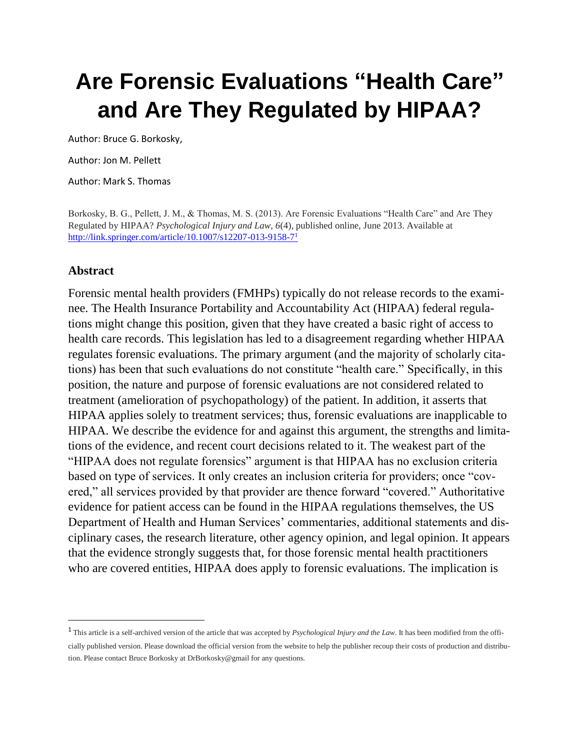# Are Forensic Evaluations "Health Care" and Are They Regulated by HIPAA?

Author: Bruce G. Borkosky,

Author: Jon M. Pellett

Author: Mark S. Thomas

Borkosky, B. G., Pellett, J. M., & Thomas, M. S. (2013). Are Forensic Evaluations "Health Care" and Are They Regulated by HIPAA? *Psychological Injury and Law, 6*(4), published online, June 2013. Available at http://link.springer.com/article/10.1007/s12207-013-9158-7[1]

## Abstract

Forensic mental health providers (FMHPs) typically do not release records to the examinee. The Health Insurance Portability and Accountability Act (HIPAA) federal regulations might change this position, given that they have created a basic right of access to health care records. This legislation has led to a disagreement regarding whether HIPAA regulates forensic evaluations. The primary argument (and the majority of scholarly citations) has been that such evaluations do not constitute "health care." Specifically, in this position, the nature and purpose of forensic evaluations are not considered related to treatment (amelioration of psychopathology) of the patient. In addition, it asserts that HIPAA applies solely to treatment services; thus, forensic evaluations are inapplicable to HIPAA. We describe the evidence for and against this argument, the strengths and limitations of the evidence, and recent court decisions related to it. The weakest part of the "HIPAA does not regulate forensics" argument is that HIPAA has no exclusion criteria based on type of services. It only creates an inclusion criteria for providers; once "covered," all services provided by that provider are thence forward "covered." Authoritative evidence for patient access can be found in the HIPAA regulations themselves, the US Department of Health and Human Services' commentaries, additional statements and disciplinary cases, the research literature, other agency opinion, and legal opinion. It appears that the evidence strongly suggests that, for those forensic mental health practitioners who are covered entities, HIPAA does apply to forensic evaluations. The implication is

[1] This article is a self-archived version of the article that was accepted by *Psychological Injury and the Law*. It has been modified from the officially published version. Please download the official version from the website to help the publisher recoup their costs of production and distribution. Please contact Bruce Borkosky at DrBorkosky@gmail for any questions.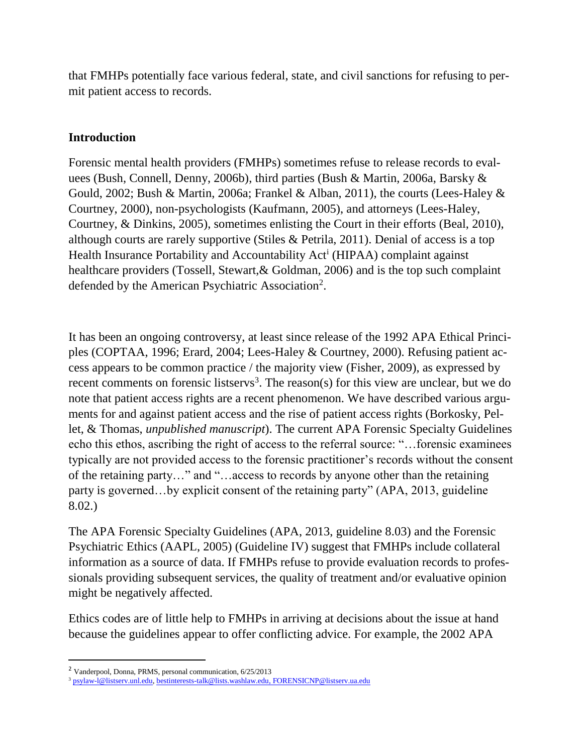that FMHPs potentially face various federal, state, and civil sanctions for refusing to permit patient access to records.

## Introduction

Forensic mental health providers (FMHPs) sometimes refuse to release records to evaluees (Bush, Connell, Denny, 2006b), third parties (Bush & Martin, 2006a, Barsky & Gould, 2002; Bush & Martin, 2006a; Frankel & Alban, 2011), the courts (Lees-Haley & Courtney, 2000), non-psychologists (Kaufmann, 2005), and attorneys (Lees-Haley, Courtney, & Dinkins, 2005), sometimes enlisting the Court in their efforts (Beal, 2010), although courts are rarely supportive (Stiles & Petrila, 2011). Denial of access is a top Health Insurance Portability and Accountability Act[i] (HIPAA) complaint against healthcare providers (Tossell, Stewart,& Goldman, 2006) and is the top such complaint defended by the American Psychiatric Association[2].

It has been an ongoing controversy, at least since release of the 1992 APA Ethical Principles (COPTAA, 1996; Erard, 2004; Lees-Haley & Courtney, 2000). Refusing patient access appears to be common practice / the majority view (Fisher, 2009), as expressed by recent comments on forensic listservs[3]. The reason(s) for this view are unclear, but we do note that patient access rights are a recent phenomenon. We have described various arguments for and against patient access and the rise of patient access rights (Borkosky, Pellet, & Thomas, *unpublished manuscript*). The current APA Forensic Specialty Guidelines echo this ethos, ascribing the right of access to the referral source: "…forensic examinees typically are not provided access to the forensic practitioner's records without the consent of the retaining party…" and "…access to records by anyone other than the retaining party is governed…by explicit consent of the retaining party" (APA, 2013, guideline 8.02.)

The APA Forensic Specialty Guidelines (APA, 2013, guideline 8.03) and the Forensic Psychiatric Ethics (AAPL, 2005) (Guideline IV) suggest that FMHPs include collateral information as a source of data. If FMHPs refuse to provide evaluation records to professionals providing subsequent services, the quality of treatment and/or evaluative opinion might be negatively affected.

Ethics codes are of little help to FMHPs in arriving at decisions about the issue at hand because the guidelines appear to offer conflicting advice. For example, the 2002 APA

---

[2] Vanderpool, Donna, PRMS, personal communication, 6/25/2013

[3] psylaw-l@listserv.unl.edu, bestinterests-talk@lists.washlaw.edu, FORENSICNP@listserv.ua.edu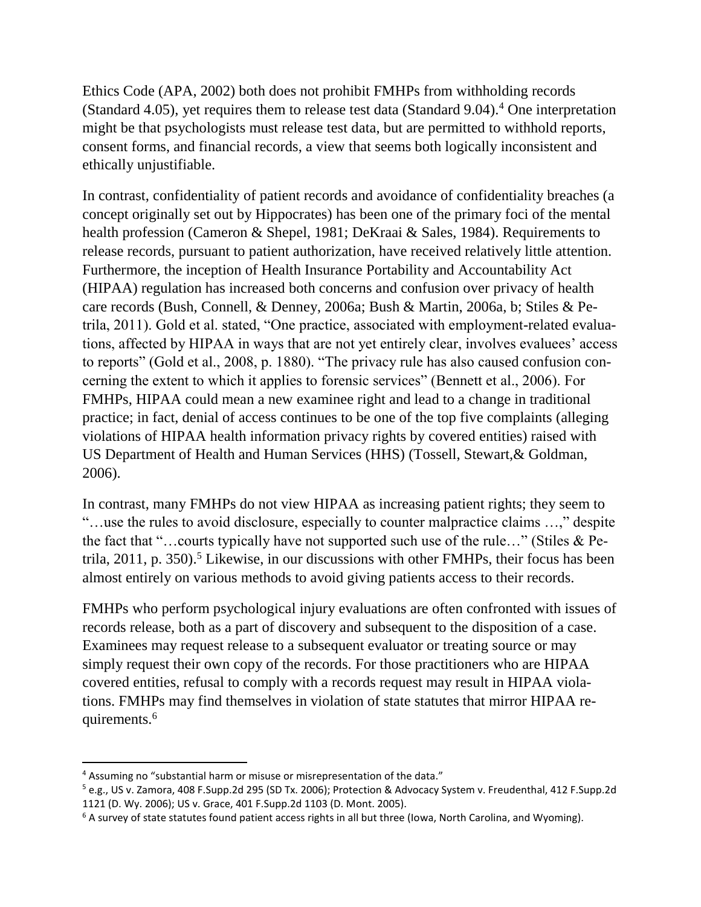Ethics Code (APA, 2002) both does not prohibit FMHPs from withholding records (Standard 4.05), yet requires them to release test data (Standard 9.04).[4] One interpretation might be that psychologists must release test data, but are permitted to withhold reports, consent forms, and financial records, a view that seems both logically inconsistent and ethically unjustifiable.

In contrast, confidentiality of patient records and avoidance of confidentiality breaches (a concept originally set out by Hippocrates) has been one of the primary foci of the mental health profession (Cameron & Shepel, 1981; DeKraai & Sales, 1984). Requirements to release records, pursuant to patient authorization, have received relatively little attention. Furthermore, the inception of Health Insurance Portability and Accountability Act (HIPAA) regulation has increased both concerns and confusion over privacy of health care records (Bush, Connell, & Denney, 2006a; Bush & Martin, 2006a, b; Stiles & Petrila, 2011). Gold et al. stated, "One practice, associated with employment-related evaluations, affected by HIPAA in ways that are not yet entirely clear, involves evaluees' access to reports" (Gold et al., 2008, p. 1880). "The privacy rule has also caused confusion concerning the extent to which it applies to forensic services" (Bennett et al., 2006). For FMHPs, HIPAA could mean a new examinee right and lead to a change in traditional practice; in fact, denial of access continues to be one of the top five complaints (alleging violations of HIPAA health information privacy rights by covered entities) raised with US Department of Health and Human Services (HHS) (Tossell, Stewart,& Goldman, 2006).

In contrast, many FMHPs do not view HIPAA as increasing patient rights; they seem to "…use the rules to avoid disclosure, especially to counter malpractice claims …," despite the fact that "…courts typically have not supported such use of the rule…" (Stiles & Petrila, 2011, p. 350).[5] Likewise, in our discussions with other FMHPs, their focus has been almost entirely on various methods to avoid giving patients access to their records.

FMHPs who perform psychological injury evaluations are often confronted with issues of records release, both as a part of discovery and subsequent to the disposition of a case. Examinees may request release to a subsequent evaluator or treating source or may simply request their own copy of the records. For those practitioners who are HIPAA covered entities, refusal to comply with a records request may result in HIPAA violations. FMHPs may find themselves in violation of state statutes that mirror HIPAA requirements.[6]

[4] Assuming no "substantial harm or misuse or misrepresentation of the data."

[5] e.g., US v. Zamora, 408 F.Supp.2d 295 (SD Tx. 2006); Protection & Advocacy System v. Freudenthal, 412 F.Supp.2d 1121 (D. Wy. 2006); US v. Grace, 401 F.Supp.2d 1103 (D. Mont. 2005).

[6] A survey of state statutes found patient access rights in all but three (Iowa, North Carolina, and Wyoming).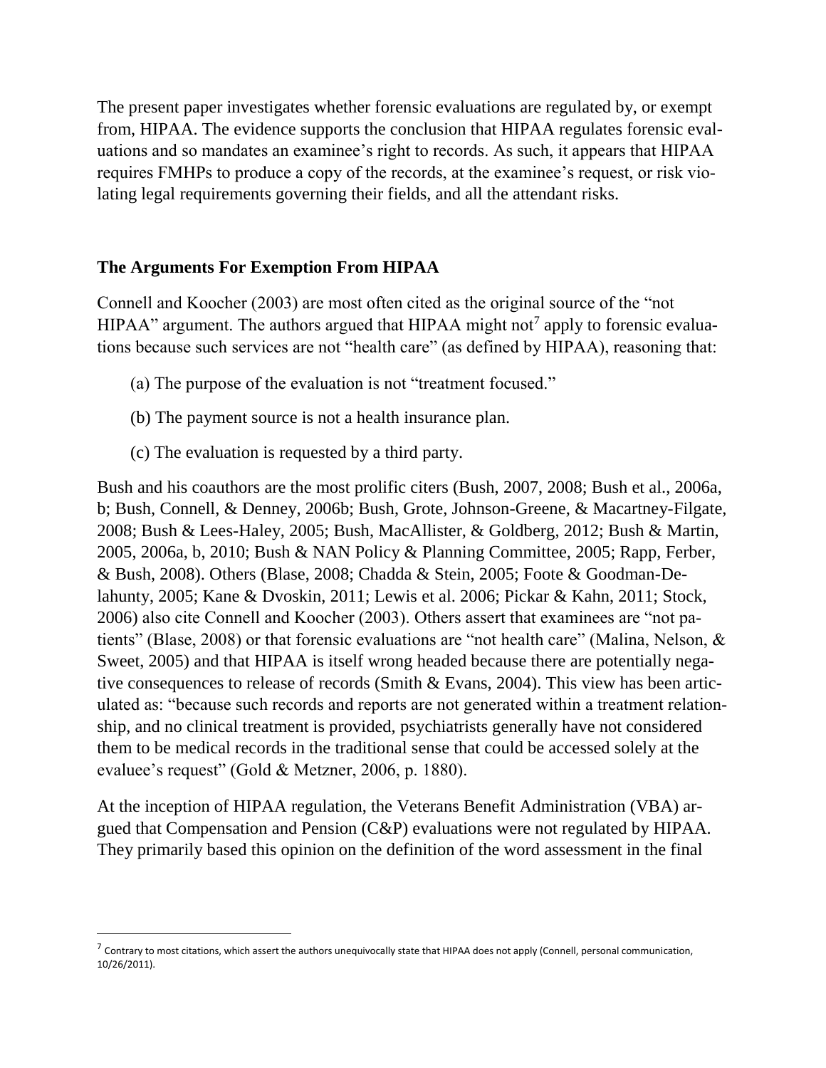The present paper investigates whether forensic evaluations are regulated by, or exempt from, HIPAA. The evidence supports the conclusion that HIPAA regulates forensic evaluations and so mandates an examinee's right to records. As such, it appears that HIPAA requires FMHPs to produce a copy of the records, at the examinee's request, or risk violating legal requirements governing their fields, and all the attendant risks.

## The Arguments For Exemption From HIPAA

Connell and Koocher (2003) are most often cited as the original source of the "not HIPAA" argument. The authors argued that HIPAA might not[7] apply to forensic evaluations because such services are not "health care" (as defined by HIPAA), reasoning that:

(a) The purpose of the evaluation is not "treatment focused."

(b) The payment source is not a health insurance plan.

(c) The evaluation is requested by a third party.

Bush and his coauthors are the most prolific citers (Bush, 2007, 2008; Bush et al., 2006a, b; Bush, Connell, & Denney, 2006b; Bush, Grote, Johnson-Greene, & Macartney-Filgate, 2008; Bush & Lees-Haley, 2005; Bush, MacAllister, & Goldberg, 2012; Bush & Martin, 2005, 2006a, b, 2010; Bush & NAN Policy & Planning Committee, 2005; Rapp, Ferber, & Bush, 2008). Others (Blase, 2008; Chadda & Stein, 2005; Foote & Goodman-Delahunty, 2005; Kane & Dvoskin, 2011; Lewis et al. 2006; Pickar & Kahn, 2011; Stock, 2006) also cite Connell and Koocher (2003). Others assert that examinees are "not patients" (Blase, 2008) or that forensic evaluations are "not health care" (Malina, Nelson, & Sweet, 2005) and that HIPAA is itself wrong headed because there are potentially negative consequences to release of records (Smith & Evans, 2004). This view has been articulated as: "because such records and reports are not generated within a treatment relationship, and no clinical treatment is provided, psychiatrists generally have not considered them to be medical records in the traditional sense that could be accessed solely at the evaluee's request" (Gold & Metzner, 2006, p. 1880).

At the inception of HIPAA regulation, the Veterans Benefit Administration (VBA) argued that Compensation and Pension (C&P) evaluations were not regulated by HIPAA. They primarily based this opinion on the definition of the word assessment in the final

[7] Contrary to most citations, which assert the authors unequivocally state that HIPAA does not apply (Connell, personal communication, 10/26/2011).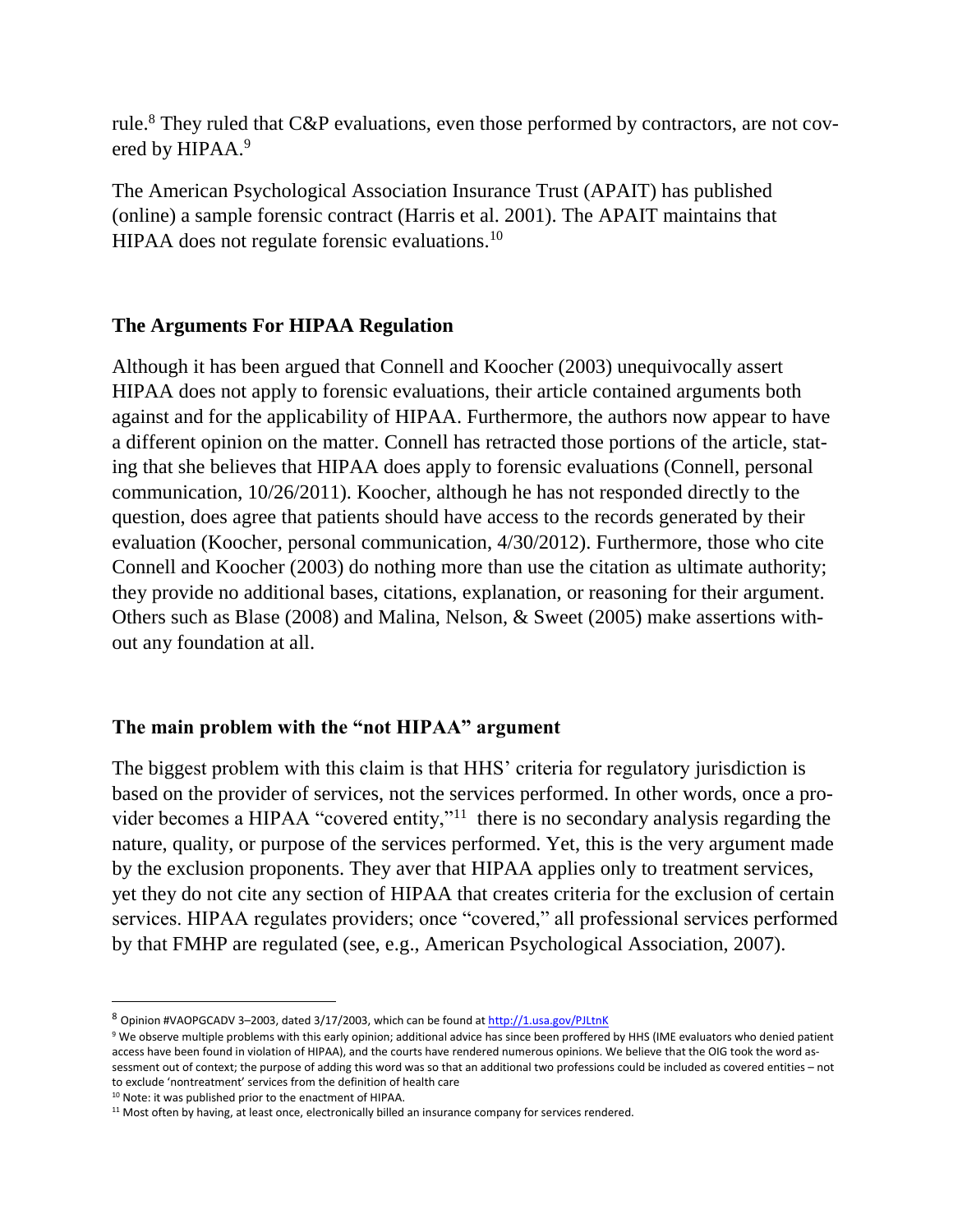rule.[8] They ruled that C&P evaluations, even those performed by contractors, are not covered by HIPAA.[9]

The American Psychological Association Insurance Trust (APAIT) has published (online) a sample forensic contract (Harris et al. 2001). The APAIT maintains that HIPAA does not regulate forensic evaluations.[10]

## The Arguments For HIPAA Regulation

Although it has been argued that Connell and Koocher (2003) unequivocally assert HIPAA does not apply to forensic evaluations, their article contained arguments both against and for the applicability of HIPAA. Furthermore, the authors now appear to have a different opinion on the matter. Connell has retracted those portions of the article, stating that she believes that HIPAA does apply to forensic evaluations (Connell, personal communication, 10/26/2011). Koocher, although he has not responded directly to the question, does agree that patients should have access to the records generated by their evaluation (Koocher, personal communication, 4/30/2012). Furthermore, those who cite Connell and Koocher (2003) do nothing more than use the citation as ultimate authority; they provide no additional bases, citations, explanation, or reasoning for their argument. Others such as Blase (2008) and Malina, Nelson, & Sweet (2005) make assertions without any foundation at all.

## The main problem with the "not HIPAA" argument

The biggest problem with this claim is that HHS' criteria for regulatory jurisdiction is based on the provider of services, not the services performed. In other words, once a provider becomes a HIPAA "covered entity,"[11] there is no secondary analysis regarding the nature, quality, or purpose of the services performed. Yet, this is the very argument made by the exclusion proponents. They aver that HIPAA applies only to treatment services, yet they do not cite any section of HIPAA that creates criteria for the exclusion of certain services. HIPAA regulates providers; once "covered," all professional services performed by that FMHP are regulated (see, e.g., American Psychological Association, 2007).

---

[8] Opinion #VAOPGCADV 3–2003, dated 3/17/2003, which can be found at http://1.usa.gov/PJLtnK

[9] We observe multiple problems with this early opinion; additional advice has since been proffered by HHS (IME evaluators who denied patient access have been found in violation of HIPAA), and the courts have rendered numerous opinions. We believe that the OIG took the word assessment out of context; the purpose of adding this word was so that an additional two professions could be included as covered entities – not to exclude 'nontreatment' services from the definition of health care

[10] Note: it was published prior to the enactment of HIPAA.

[11] Most often by having, at least once, electronically billed an insurance company for services rendered.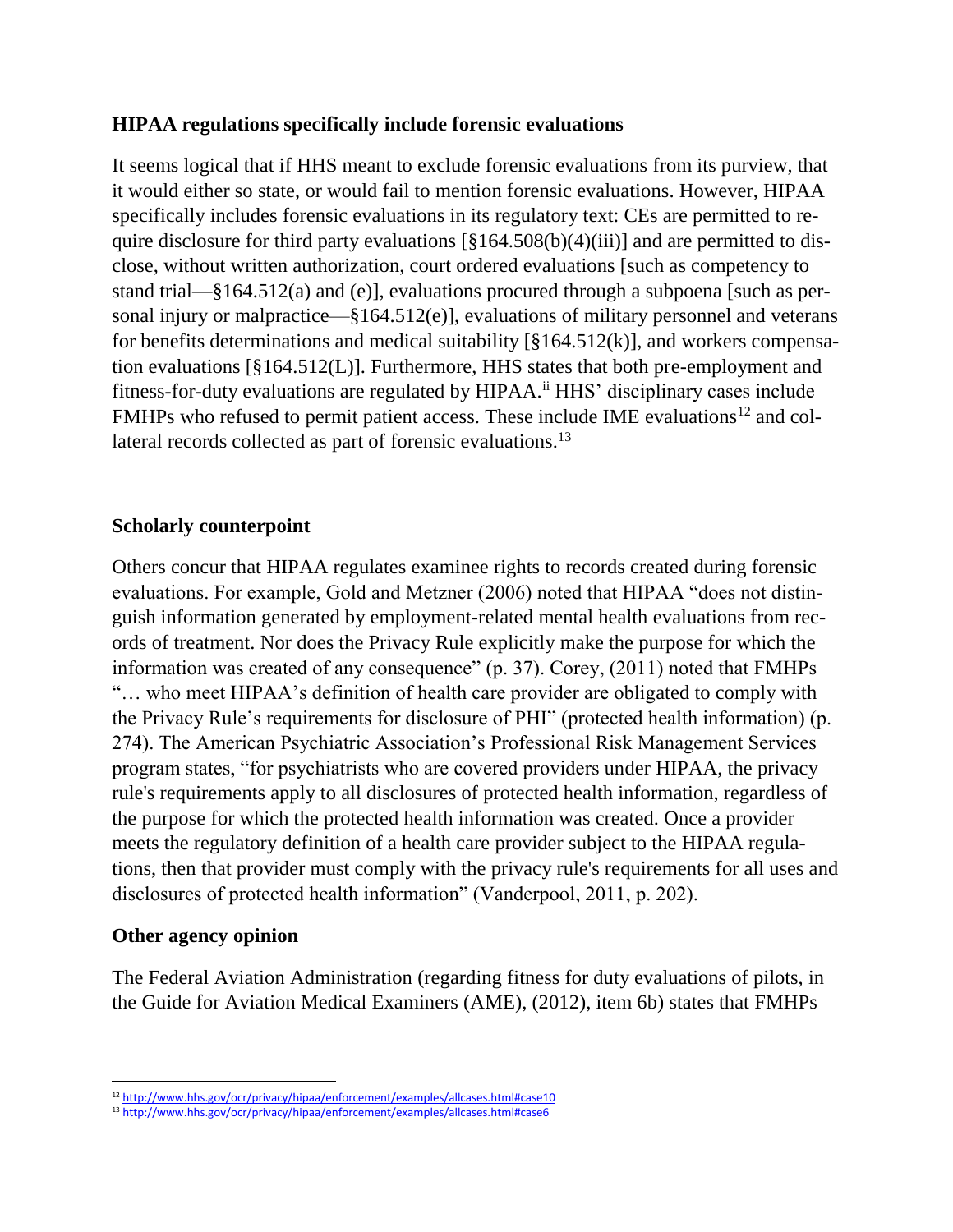**HIPAA regulations specifically include forensic evaluations**

It seems logical that if HHS meant to exclude forensic evaluations from its purview, that it would either so state, or would fail to mention forensic evaluations. However, HIPAA specifically includes forensic evaluations in its regulatory text: CEs are permitted to require disclosure for third party evaluations [§164.508(b)(4)(iii)] and are permitted to disclose, without written authorization, court ordered evaluations [such as competency to stand trial—§164.512(a) and (e)], evaluations procured through a subpoena [such as personal injury or malpractice—§164.512(e)], evaluations of military personnel and veterans for benefits determinations and medical suitability [§164.512(k)], and workers compensation evaluations [§164.512(L)]. Furthermore, HHS states that both pre-employment and fitness-for-duty evaluations are regulated by HIPAA.[ii] HHS' disciplinary cases include FMHPs who refused to permit patient access. These include IME evaluations[12] and collateral records collected as part of forensic evaluations.[13]

**Scholarly counterpoint**

Others concur that HIPAA regulates examinee rights to records created during forensic evaluations. For example, Gold and Metzner (2006) noted that HIPAA "does not distinguish information generated by employment-related mental health evaluations from records of treatment. Nor does the Privacy Rule explicitly make the purpose for which the information was created of any consequence" (p. 37). Corey, (2011) noted that FMHPs "… who meet HIPAA's definition of health care provider are obligated to comply with the Privacy Rule's requirements for disclosure of PHI" (protected health information) (p. 274). The American Psychiatric Association's Professional Risk Management Services program states, "for psychiatrists who are covered providers under HIPAA, the privacy rule's requirements apply to all disclosures of protected health information, regardless of the purpose for which the protected health information was created. Once a provider meets the regulatory definition of a health care provider subject to the HIPAA regulations, then that provider must comply with the privacy rule's requirements for all uses and disclosures of protected health information" (Vanderpool, 2011, p. 202).

**Other agency opinion**

The Federal Aviation Administration (regarding fitness for duty evaluations of pilots, in the Guide for Aviation Medical Examiners (AME), (2012), item 6b) states that FMHPs

[12] http://www.hhs.gov/ocr/privacy/hipaa/enforcement/examples/allcases.html#case10

[13] http://www.hhs.gov/ocr/privacy/hipaa/enforcement/examples/allcases.html#case6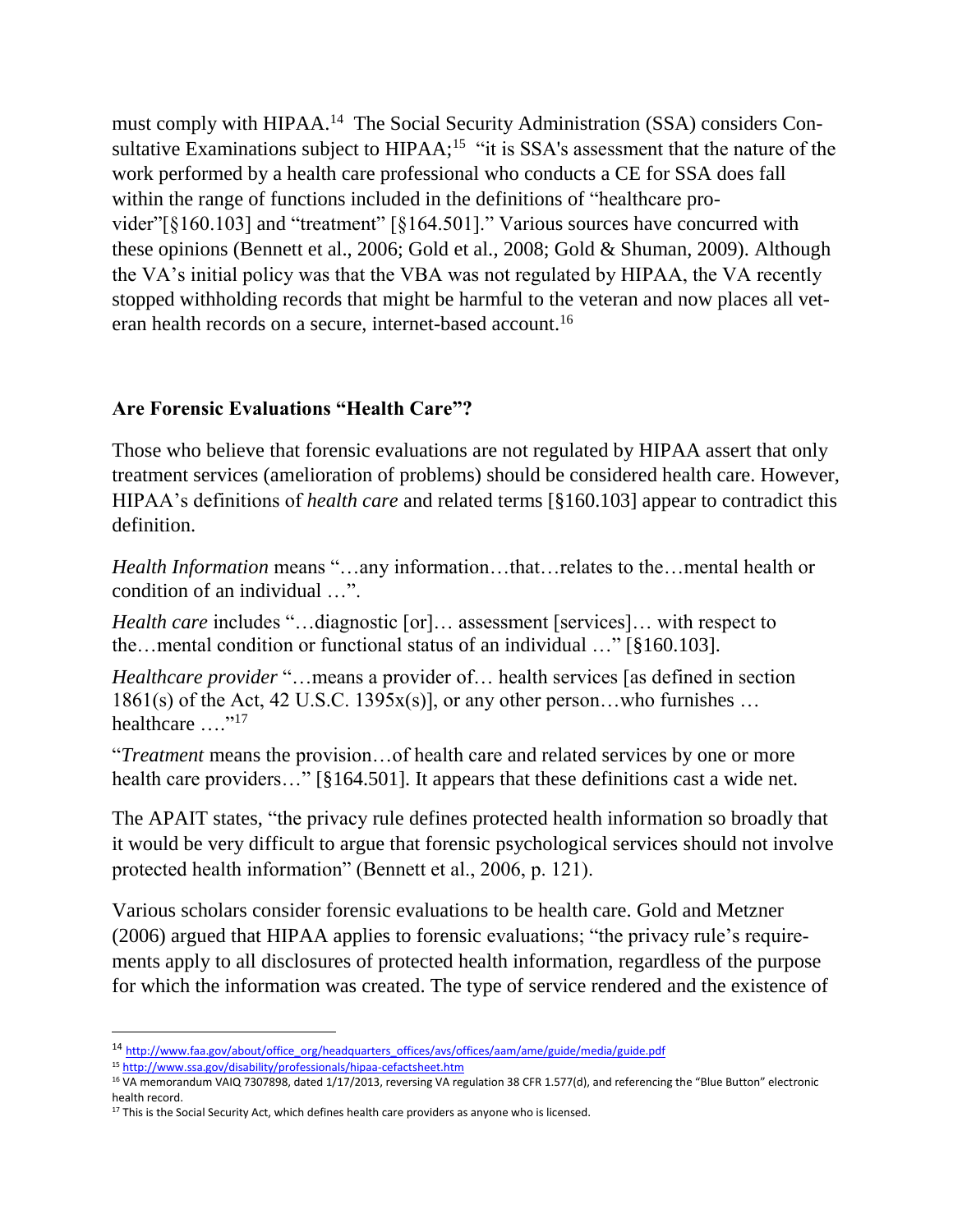must comply with HIPAA.[14] The Social Security Administration (SSA) considers Consultative Examinations subject to HIPAA;[15] "it is SSA's assessment that the nature of the work performed by a health care professional who conducts a CE for SSA does fall within the range of functions included in the definitions of "healthcare provider"[§160.103] and "treatment" [§164.501]." Various sources have concurred with these opinions (Bennett et al., 2006; Gold et al., 2008; Gold & Shuman, 2009). Although the VA's initial policy was that the VBA was not regulated by HIPAA, the VA recently stopped withholding records that might be harmful to the veteran and now places all veteran health records on a secure, internet-based account.[16]

### Are Forensic Evaluations "Health Care"?

Those who believe that forensic evaluations are not regulated by HIPAA assert that only treatment services (amelioration of problems) should be considered health care. However, HIPAA's definitions of *health care* and related terms [§160.103] appear to contradict this definition.

*Health Information* means "…any information…that…relates to the…mental health or condition of an individual …".

*Health care* includes "…diagnostic [or]… assessment [services]… with respect to the…mental condition or functional status of an individual …" [§160.103].

*Healthcare provider* "…means a provider of… health services [as defined in section 1861(s) of the Act, 42 U.S.C. 1395x(s)], or any other person…who furnishes … healthcare …."[17]

"*Treatment* means the provision…of health care and related services by one or more health care providers…" [§164.501]. It appears that these definitions cast a wide net.

The APAIT states, "the privacy rule defines protected health information so broadly that it would be very difficult to argue that forensic psychological services should not involve protected health information" (Bennett et al., 2006, p. 121).

Various scholars consider forensic evaluations to be health care. Gold and Metzner (2006) argued that HIPAA applies to forensic evaluations; "the privacy rule's requirements apply to all disclosures of protected health information, regardless of the purpose for which the information was created. The type of service rendered and the existence of

---

[14] http://www.faa.gov/about/office_org/headquarters_offices/avs/offices/aam/ame/guide/media/guide.pdf

[15] http://www.ssa.gov/disability/professionals/hipaa-cefactsheet.htm

[16] VA memorandum VAIQ 7307898, dated 1/17/2013, reversing VA regulation 38 CFR 1.577(d), and referencing the "Blue Button" electronic health record.

[17] This is the Social Security Act, which defines health care providers as anyone who is licensed.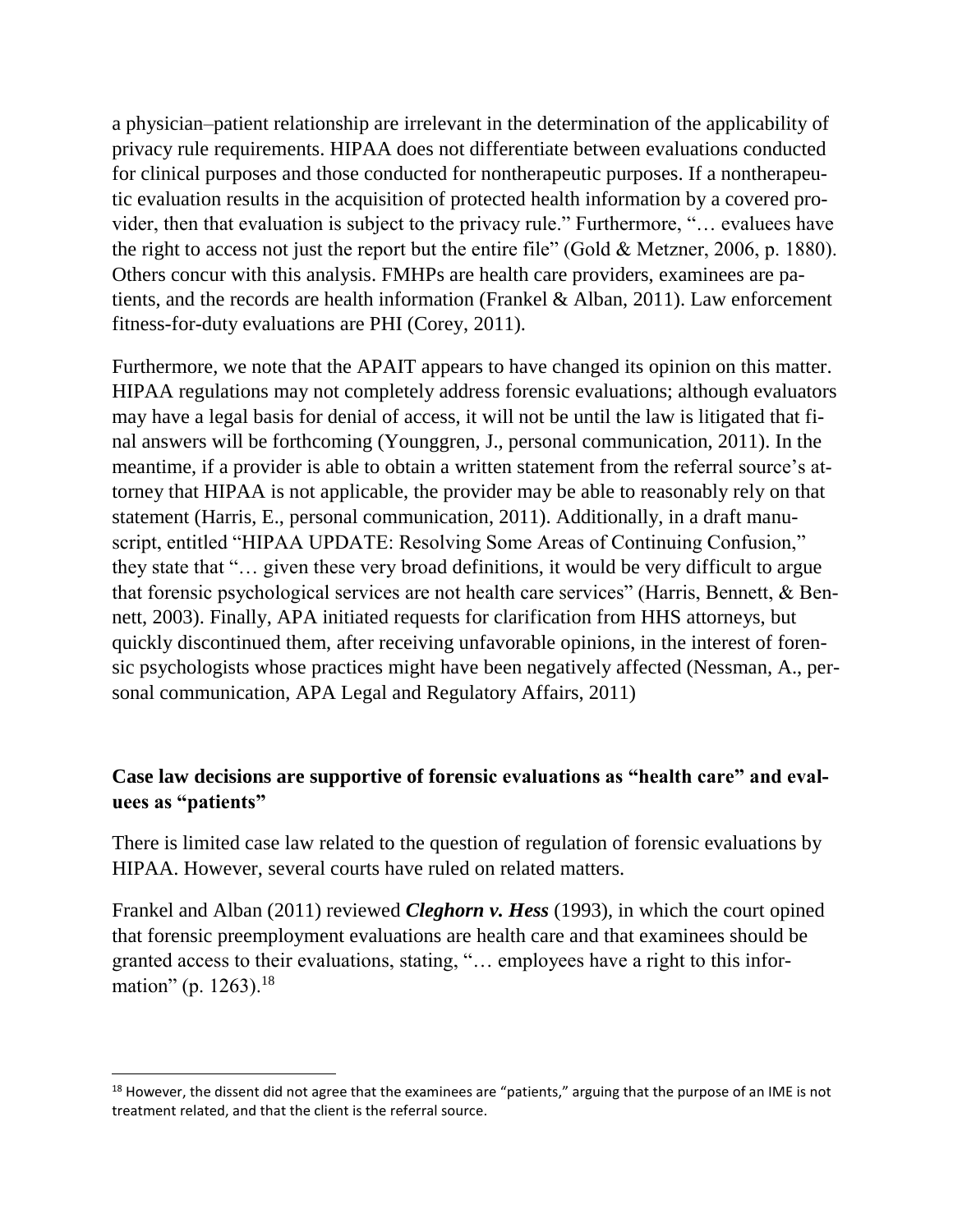a physician–patient relationship are irrelevant in the determination of the applicability of privacy rule requirements. HIPAA does not differentiate between evaluations conducted for clinical purposes and those conducted for nontherapeutic purposes. If a nontherapeutic evaluation results in the acquisition of protected health information by a covered provider, then that evaluation is subject to the privacy rule." Furthermore, "… evaluees have the right to access not just the report but the entire file" (Gold & Metzner, 2006, p. 1880). Others concur with this analysis. FMHPs are health care providers, examinees are patients, and the records are health information (Frankel & Alban, 2011). Law enforcement fitness-for-duty evaluations are PHI (Corey, 2011).

Furthermore, we note that the APAIT appears to have changed its opinion on this matter. HIPAA regulations may not completely address forensic evaluations; although evaluators may have a legal basis for denial of access, it will not be until the law is litigated that final answers will be forthcoming (Younggren, J., personal communication, 2011). In the meantime, if a provider is able to obtain a written statement from the referral source's attorney that HIPAA is not applicable, the provider may be able to reasonably rely on that statement (Harris, E., personal communication, 2011). Additionally, in a draft manuscript, entitled "HIPAA UPDATE: Resolving Some Areas of Continuing Confusion," they state that "… given these very broad definitions, it would be very difficult to argue that forensic psychological services are not health care services" (Harris, Bennett, & Bennett, 2003). Finally, APA initiated requests for clarification from HHS attorneys, but quickly discontinued them, after receiving unfavorable opinions, in the interest of forensic psychologists whose practices might have been negatively affected (Nessman, A., personal communication, APA Legal and Regulatory Affairs, 2011)

**Case law decisions are supportive of forensic evaluations as "health care" and evaluees as "patients"**

There is limited case law related to the question of regulation of forensic evaluations by HIPAA. However, several courts have ruled on related matters.

Frankel and Alban (2011) reviewed ***Cleghorn v. Hess*** (1993), in which the court opined that forensic preemployment evaluations are health care and that examinees should be granted access to their evaluations, stating, "… employees have a right to this information" (p. 1263).[18]

[18] However, the dissent did not agree that the examinees are "patients," arguing that the purpose of an IME is not treatment related, and that the client is the referral source.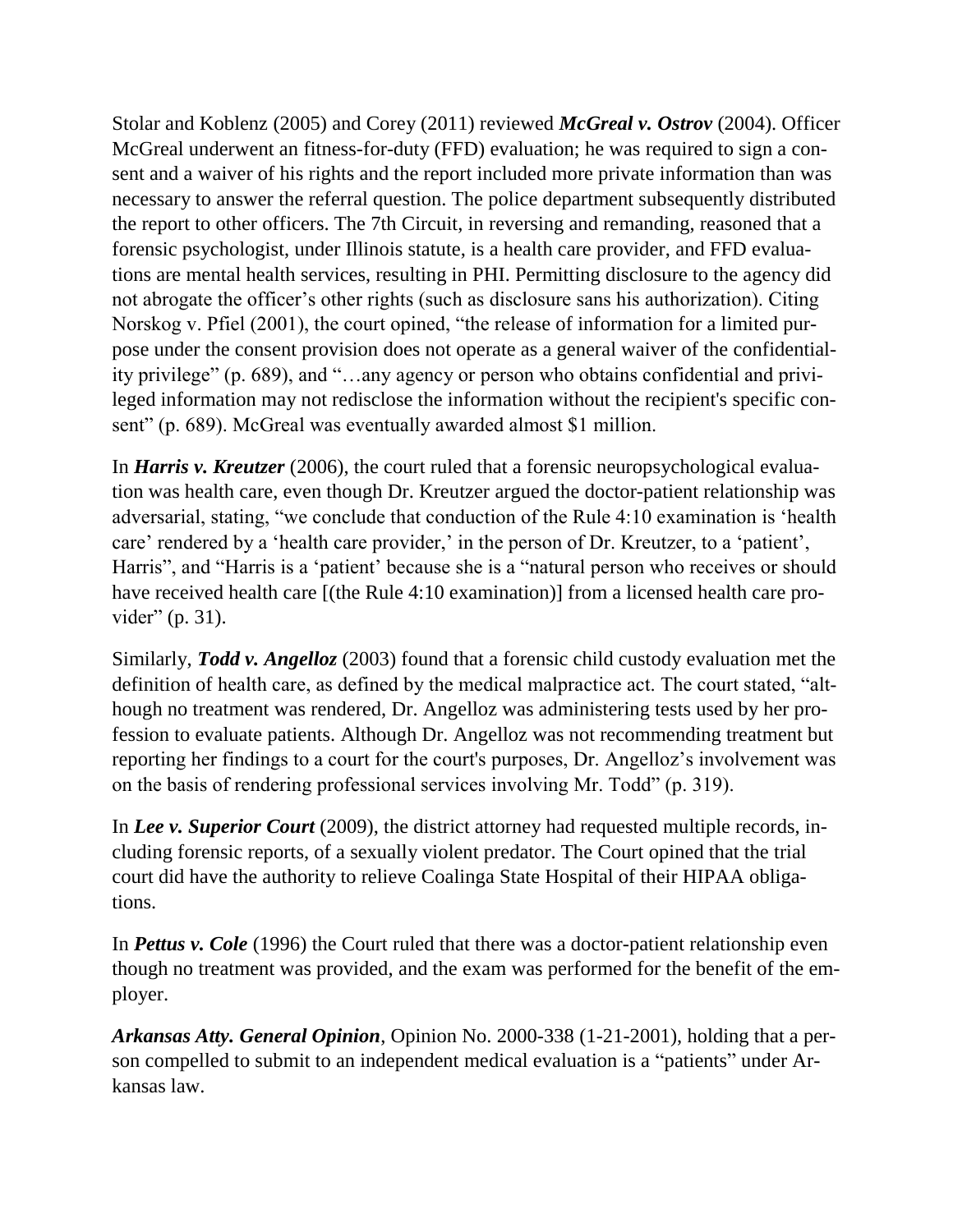Stolar and Koblenz (2005) and Corey (2011) reviewed ***McGreal v. Ostrov*** (2004). Officer McGreal underwent an fitness-for-duty (FFD) evaluation; he was required to sign a consent and a waiver of his rights and the report included more private information than was necessary to answer the referral question. The police department subsequently distributed the report to other officers. The 7th Circuit, in reversing and remanding, reasoned that a forensic psychologist, under Illinois statute, is a health care provider, and FFD evaluations are mental health services, resulting in PHI. Permitting disclosure to the agency did not abrogate the officer's other rights (such as disclosure sans his authorization). Citing Norskog v. Pfiel (2001), the court opined, "the release of information for a limited purpose under the consent provision does not operate as a general waiver of the confidentiality privilege" (p. 689), and "…any agency or person who obtains confidential and privileged information may not redisclose the information without the recipient's specific consent" (p. 689). McGreal was eventually awarded almost $1 million.

In ***Harris v. Kreutzer*** (2006), the court ruled that a forensic neuropsychological evaluation was health care, even though Dr. Kreutzer argued the doctor-patient relationship was adversarial, stating, "we conclude that conduction of the Rule 4:10 examination is 'health care' rendered by a 'health care provider,' in the person of Dr. Kreutzer, to a 'patient', Harris", and "Harris is a 'patient' because she is a "natural person who receives or should have received health care [(the Rule 4:10 examination)] from a licensed health care provider" (p. 31).

Similarly, ***Todd v. Angelloz*** (2003) found that a forensic child custody evaluation met the definition of health care, as defined by the medical malpractice act. The court stated, "although no treatment was rendered, Dr. Angelloz was administering tests used by her profession to evaluate patients. Although Dr. Angelloz was not recommending treatment but reporting her findings to a court for the court's purposes, Dr. Angelloz's involvement was on the basis of rendering professional services involving Mr. Todd" (p. 319).

In ***Lee v. Superior Court*** (2009), the district attorney had requested multiple records, including forensic reports, of a sexually violent predator. The Court opined that the trial court did have the authority to relieve Coalinga State Hospital of their HIPAA obligations.

In ***Pettus v. Cole*** (1996) the Court ruled that there was a doctor-patient relationship even though no treatment was provided, and the exam was performed for the benefit of the employer.

***Arkansas Atty. General Opinion***, Opinion No. 2000-338 (1-21-2001), holding that a person compelled to submit to an independent medical evaluation is a "patients" under Arkansas law.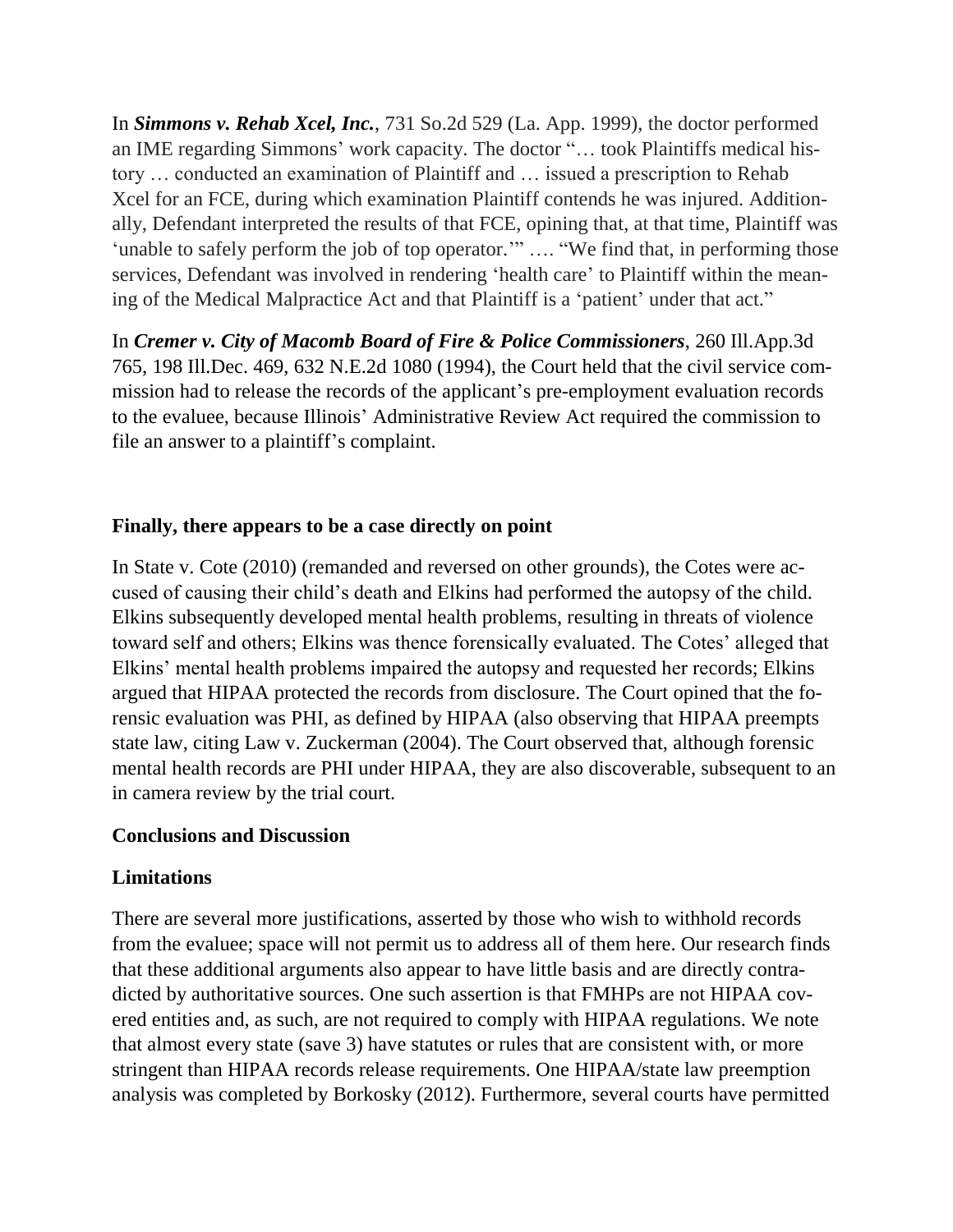In ***Simmons v. Rehab Xcel, Inc.***, 731 So.2d 529 (La. App. 1999), the doctor performed an IME regarding Simmons' work capacity. The doctor "… took Plaintiffs medical history … conducted an examination of Plaintiff and … issued a prescription to Rehab Xcel for an FCE, during which examination Plaintiff contends he was injured. Additionally, Defendant interpreted the results of that FCE, opining that, at that time, Plaintiff was 'unable to safely perform the job of top operator.'" …. "We find that, in performing those services, Defendant was involved in rendering 'health care' to Plaintiff within the meaning of the Medical Malpractice Act and that Plaintiff is a 'patient' under that act."

In ***Cremer v. City of Macomb Board of Fire & Police Commissioners***, 260 Ill.App.3d 765, 198 Ill.Dec. 469, 632 N.E.2d 1080 (1994), the Court held that the civil service commission had to release the records of the applicant's pre-employment evaluation records to the evaluee, because Illinois' Administrative Review Act required the commission to file an answer to a plaintiff's complaint.

**Finally, there appears to be a case directly on point**

In State v. Cote (2010) (remanded and reversed on other grounds), the Cotes were accused of causing their child's death and Elkins had performed the autopsy of the child. Elkins subsequently developed mental health problems, resulting in threats of violence toward self and others; Elkins was thence forensically evaluated. The Cotes' alleged that Elkins' mental health problems impaired the autopsy and requested her records; Elkins argued that HIPAA protected the records from disclosure. The Court opined that the forensic evaluation was PHI, as defined by HIPAA (also observing that HIPAA preempts state law, citing Law v. Zuckerman (2004). The Court observed that, although forensic mental health records are PHI under HIPAA, they are also discoverable, subsequent to an in camera review by the trial court.

## Conclusions and Discussion

### Limitations

There are several more justifications, asserted by those who wish to withhold records from the evaluee; space will not permit us to address all of them here. Our research finds that these additional arguments also appear to have little basis and are directly contradicted by authoritative sources. One such assertion is that FMHPs are not HIPAA covered entities and, as such, are not required to comply with HIPAA regulations. We note that almost every state (save 3) have statutes or rules that are consistent with, or more stringent than HIPAA records release requirements. One HIPAA/state law preemption analysis was completed by Borkosky (2012). Furthermore, several courts have permitted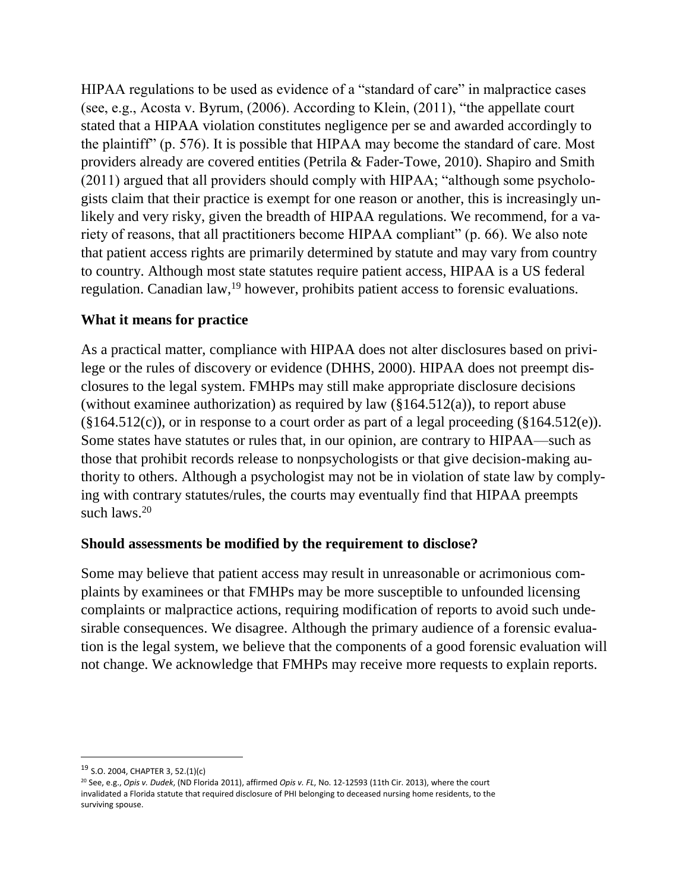HIPAA regulations to be used as evidence of a "standard of care" in malpractice cases (see, e.g., Acosta v. Byrum, (2006). According to Klein, (2011), "the appellate court stated that a HIPAA violation constitutes negligence per se and awarded accordingly to the plaintiff" (p. 576). It is possible that HIPAA may become the standard of care. Most providers already are covered entities (Petrila & Fader-Towe, 2010). Shapiro and Smith (2011) argued that all providers should comply with HIPAA; "although some psychologists claim that their practice is exempt for one reason or another, this is increasingly unlikely and very risky, given the breadth of HIPAA regulations. We recommend, for a variety of reasons, that all practitioners become HIPAA compliant" (p. 66). We also note that patient access rights are primarily determined by statute and may vary from country to country. Although most state statutes require patient access, HIPAA is a US federal regulation. Canadian law,[19] however, prohibits patient access to forensic evaluations.

### What it means for practice

As a practical matter, compliance with HIPAA does not alter disclosures based on privilege or the rules of discovery or evidence (DHHS, 2000). HIPAA does not preempt disclosures to the legal system. FMHPs may still make appropriate disclosure decisions (without examinee authorization) as required by law (§164.512(a)), to report abuse (§164.512(c)), or in response to a court order as part of a legal proceeding (§164.512(e)). Some states have statutes or rules that, in our opinion, are contrary to HIPAA—such as those that prohibit records release to nonpsychologists or that give decision-making authority to others. Although a psychologist may not be in violation of state law by complying with contrary statutes/rules, the courts may eventually find that HIPAA preempts such laws.[20]

### Should assessments be modified by the requirement to disclose?

Some may believe that patient access may result in unreasonable or acrimonious complaints by examinees or that FMHPs may be more susceptible to unfounded licensing complaints or malpractice actions, requiring modification of reports to avoid such undesirable consequences. We disagree. Although the primary audience of a forensic evaluation is the legal system, we believe that the components of a good forensic evaluation will not change. We acknowledge that FMHPs may receive more requests to explain reports.

---

[19] S.O. 2004, CHAPTER 3, 52.(1)(c)

[20] See, e.g., *Opis v. Dudek*, (ND Florida 2011), affirmed *Opis v. FL*, No. 12-12593 (11th Cir. 2013), where the court invalidated a Florida statute that required disclosure of PHI belonging to deceased nursing home residents, to the surviving spouse.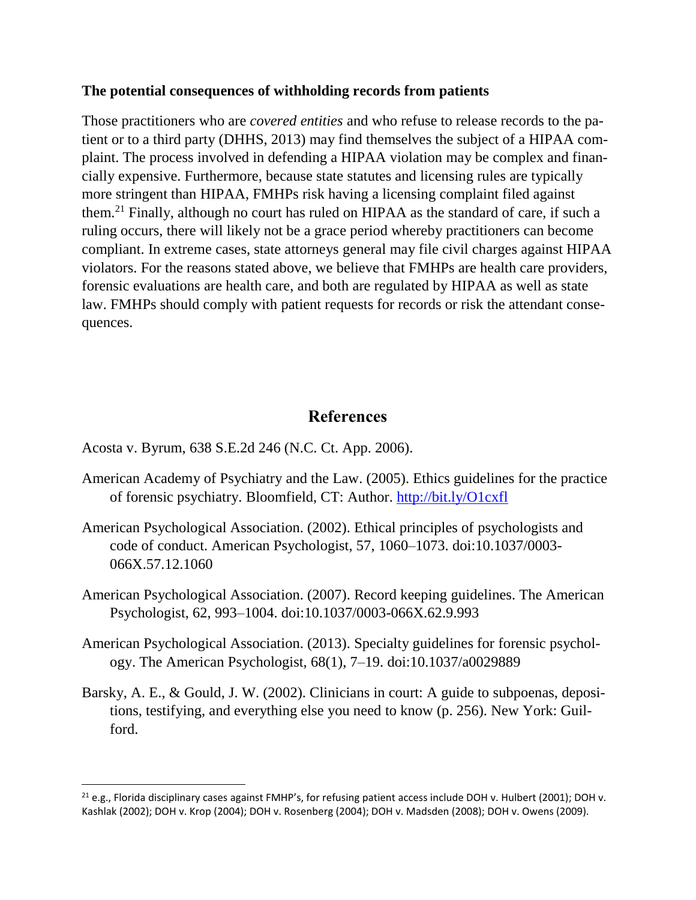**The potential consequences of withholding records from patients**

Those practitioners who are *covered entities* and who refuse to release records to the patient or to a third party (DHHS, 2013) may find themselves the subject of a HIPAA complaint. The process involved in defending a HIPAA violation may be complex and financially expensive. Furthermore, because state statutes and licensing rules are typically more stringent than HIPAA, FMHPs risk having a licensing complaint filed against them.[21] Finally, although no court has ruled on HIPAA as the standard of care, if such a ruling occurs, there will likely not be a grace period whereby practitioners can become compliant. In extreme cases, state attorneys general may file civil charges against HIPAA violators. For the reasons stated above, we believe that FMHPs are health care providers, forensic evaluations are health care, and both are regulated by HIPAA as well as state law. FMHPs should comply with patient requests for records or risk the attendant consequences.

## References

Acosta v. Byrum, 638 S.E.2d 246 (N.C. Ct. App. 2006).

American Academy of Psychiatry and the Law. (2005). Ethics guidelines for the practice of forensic psychiatry. Bloomfield, CT: Author. http://bit.ly/O1cxfl

American Psychological Association. (2002). Ethical principles of psychologists and code of conduct. American Psychologist, 57, 1060–1073. doi:10.1037/0003-066X.57.12.1060

American Psychological Association. (2007). Record keeping guidelines. The American Psychologist, 62, 993–1004. doi:10.1037/0003-066X.62.9.993

American Psychological Association. (2013). Specialty guidelines for forensic psychology. The American Psychologist, 68(1), 7–19. doi:10.1037/a0029889

Barsky, A. E., & Gould, J. W. (2002). Clinicians in court: A guide to subpoenas, depositions, testifying, and everything else you need to know (p. 256). New York: Guilford.

[21] e.g., Florida disciplinary cases against FMHP's, for refusing patient access include DOH v. Hulbert (2001); DOH v. Kashlak (2002); DOH v. Krop (2004); DOH v. Rosenberg (2004); DOH v. Madsden (2008); DOH v. Owens (2009).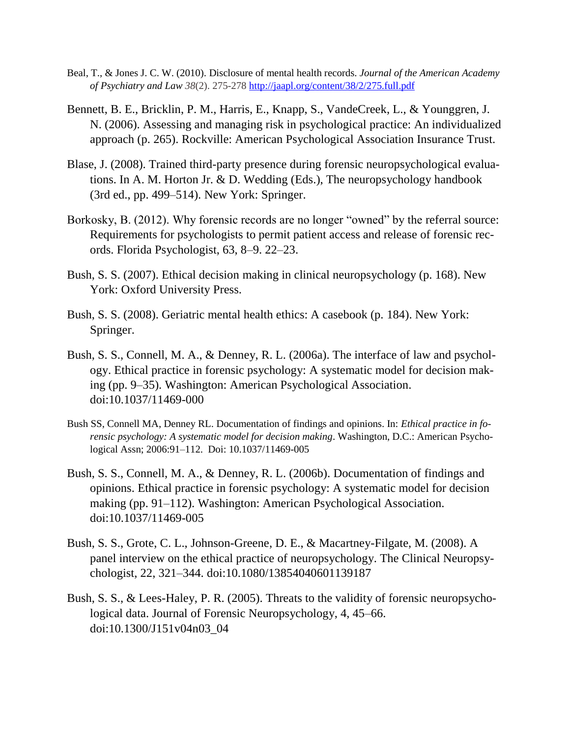Beal, T., & Jones J. C. W. (2010). Disclosure of mental health records. *Journal of the American Academy of Psychiatry and Law 38*(2). 275-278 http://jaapl.org/content/38/2/275.full.pdf

Bennett, B. E., Bricklin, P. M., Harris, E., Knapp, S., VandeCreek, L., & Younggren, J. N. (2006). Assessing and managing risk in psychological practice: An individualized approach (p. 265). Rockville: American Psychological Association Insurance Trust.

Blase, J. (2008). Trained third-party presence during forensic neuropsychological evaluations. In A. M. Horton Jr. & D. Wedding (Eds.), The neuropsychology handbook (3rd ed., pp. 499–514). New York: Springer.

Borkosky, B. (2012). Why forensic records are no longer "owned" by the referral source: Requirements for psychologists to permit patient access and release of forensic records. Florida Psychologist, 63, 8–9. 22–23.

Bush, S. S. (2007). Ethical decision making in clinical neuropsychology (p. 168). New York: Oxford University Press.

Bush, S. S. (2008). Geriatric mental health ethics: A casebook (p. 184). New York: Springer.

Bush, S. S., Connell, M. A., & Denney, R. L. (2006a). The interface of law and psychology. Ethical practice in forensic psychology: A systematic model for decision making (pp. 9–35). Washington: American Psychological Association. doi:10.1037/11469-000

Bush SS, Connell MA, Denney RL. Documentation of findings and opinions. In: *Ethical practice in forensic psychology: A systematic model for decision making*. Washington, D.C.: American Psychological Assn; 2006:91–112. Doi: 10.1037/11469-005

Bush, S. S., Connell, M. A., & Denney, R. L. (2006b). Documentation of findings and opinions. Ethical practice in forensic psychology: A systematic model for decision making (pp. 91–112). Washington: American Psychological Association. doi:10.1037/11469-005

Bush, S. S., Grote, C. L., Johnson-Greene, D. E., & Macartney-Filgate, M. (2008). A panel interview on the ethical practice of neuropsychology. The Clinical Neuropsychologist, 22, 321–344. doi:10.1080/13854040601139187

Bush, S. S., & Lees-Haley, P. R. (2005). Threats to the validity of forensic neuropsychological data. Journal of Forensic Neuropsychology, 4, 45–66. doi:10.1300/J151v04n03_04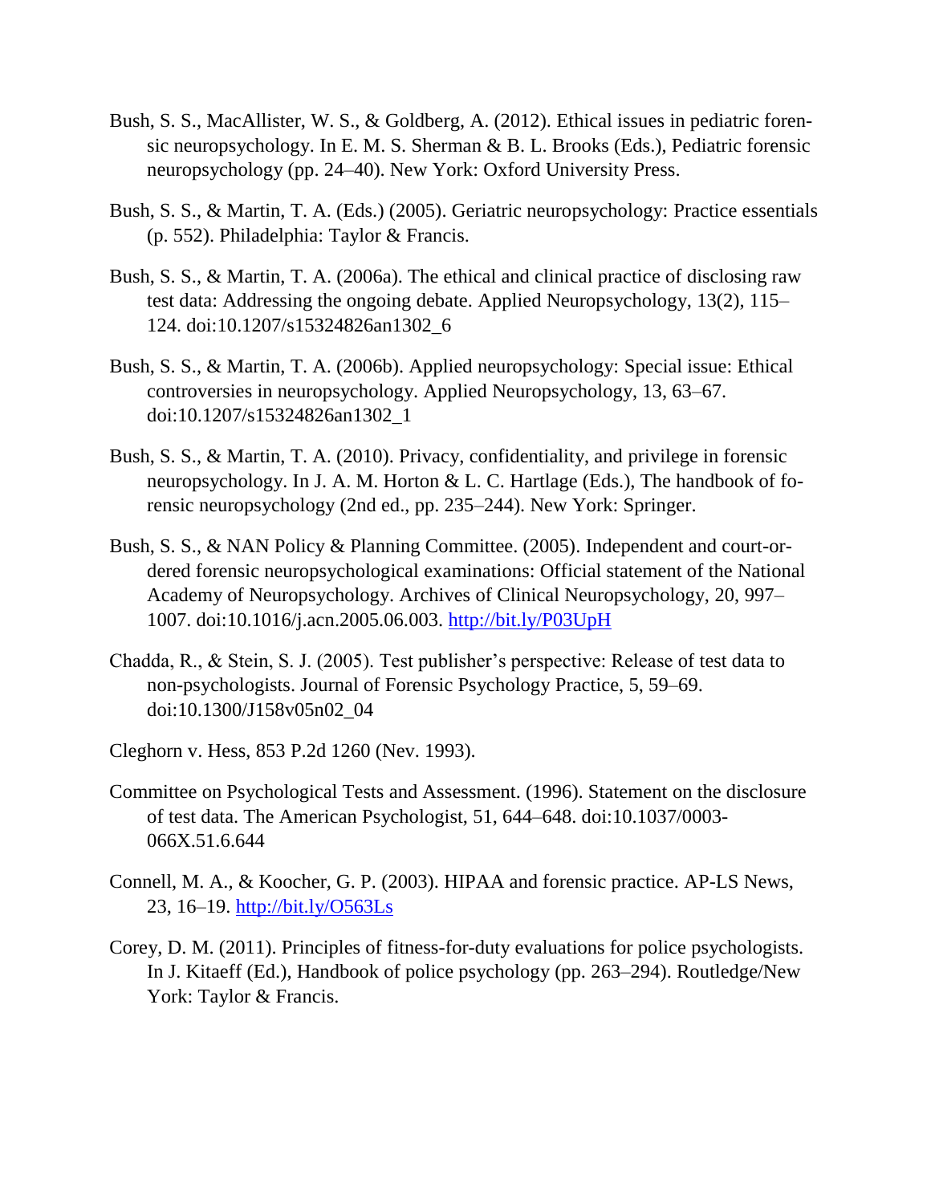Bush, S. S., MacAllister, W. S., & Goldberg, A. (2012). Ethical issues in pediatric forensic neuropsychology. In E. M. S. Sherman & B. L. Brooks (Eds.), Pediatric forensic neuropsychology (pp. 24–40). New York: Oxford University Press.

Bush, S. S., & Martin, T. A. (Eds.) (2005). Geriatric neuropsychology: Practice essentials (p. 552). Philadelphia: Taylor & Francis.

Bush, S. S., & Martin, T. A. (2006a). The ethical and clinical practice of disclosing raw test data: Addressing the ongoing debate. Applied Neuropsychology, 13(2), 115–124. doi:10.1207/s15324826an1302_6

Bush, S. S., & Martin, T. A. (2006b). Applied neuropsychology: Special issue: Ethical controversies in neuropsychology. Applied Neuropsychology, 13, 63–67. doi:10.1207/s15324826an1302_1

Bush, S. S., & Martin, T. A. (2010). Privacy, confidentiality, and privilege in forensic neuropsychology. In J. A. M. Horton & L. C. Hartlage (Eds.), The handbook of forensic neuropsychology (2nd ed., pp. 235–244). New York: Springer.

Bush, S. S., & NAN Policy & Planning Committee. (2005). Independent and court-ordered forensic neuropsychological examinations: Official statement of the National Academy of Neuropsychology. Archives of Clinical Neuropsychology, 20, 997–1007. doi:10.1016/j.acn.2005.06.003. http://bit.ly/P03UpH

Chadda, R., & Stein, S. J. (2005). Test publisher's perspective: Release of test data to non-psychologists. Journal of Forensic Psychology Practice, 5, 59–69. doi:10.1300/J158v05n02_04

Cleghorn v. Hess, 853 P.2d 1260 (Nev. 1993).

Committee on Psychological Tests and Assessment. (1996). Statement on the disclosure of test data. The American Psychologist, 51, 644–648. doi:10.1037/0003-066X.51.6.644

Connell, M. A., & Koocher, G. P. (2003). HIPAA and forensic practice. AP-LS News, 23, 16–19. http://bit.ly/O563Ls

Corey, D. M. (2011). Principles of fitness-for-duty evaluations for police psychologists. In J. Kitaeff (Ed.), Handbook of police psychology (pp. 263–294). Routledge/New York: Taylor & Francis.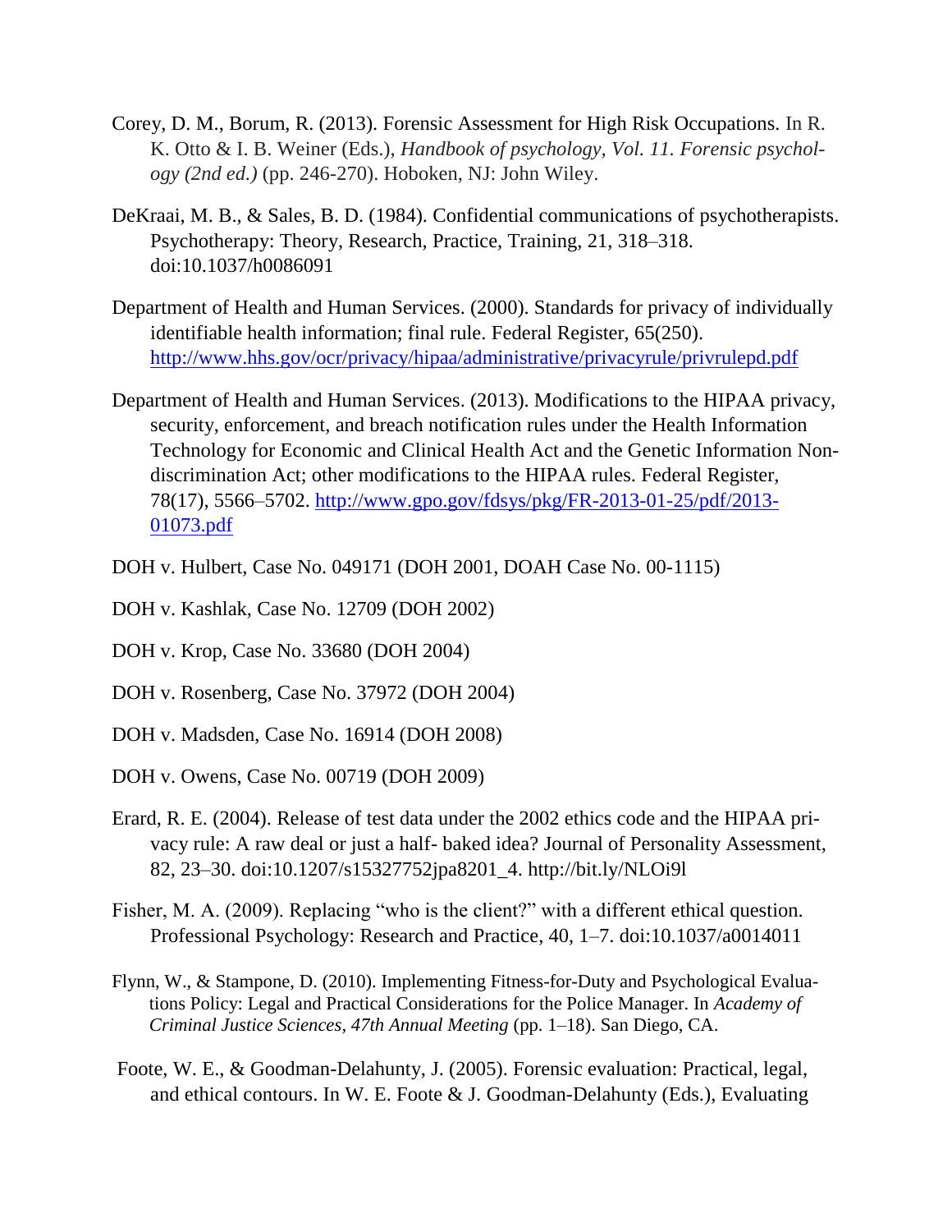Corey, D. M., Borum, R. (2013). Forensic Assessment for High Risk Occupations. In R. K. Otto & I. B. Weiner (Eds.), *Handbook of psychology, Vol. 11. Forensic psychology (2nd ed.)* (pp. 246-270). Hoboken, NJ: John Wiley.

DeKraai, M. B., & Sales, B. D. (1984). Confidential communications of psychotherapists. Psychotherapy: Theory, Research, Practice, Training, 21, 318–318. doi:10.1037/h0086091

Department of Health and Human Services. (2000). Standards for privacy of individually identifiable health information; final rule. Federal Register, 65(250). http://www.hhs.gov/ocr/privacy/hipaa/administrative/privacyrule/privrulepd.pdf

Department of Health and Human Services. (2013). Modifications to the HIPAA privacy, security, enforcement, and breach notification rules under the Health Information Technology for Economic and Clinical Health Act and the Genetic Information Nondiscrimination Act; other modifications to the HIPAA rules. Federal Register, 78(17), 5566–5702. http://www.gpo.gov/fdsys/pkg/FR-2013-01-25/pdf/2013-01073.pdf

DOH v. Hulbert, Case No. 049171 (DOH 2001, DOAH Case No. 00-1115)

DOH v. Kashlak, Case No. 12709 (DOH 2002)

DOH v. Krop, Case No. 33680 (DOH 2004)

DOH v. Rosenberg, Case No. 37972 (DOH 2004)

DOH v. Madsden, Case No. 16914 (DOH 2008)

DOH v. Owens, Case No. 00719 (DOH 2009)

Erard, R. E. (2004). Release of test data under the 2002 ethics code and the HIPAA privacy rule: A raw deal or just a half- baked idea? Journal of Personality Assessment, 82, 23–30. doi:10.1207/s15327752jpa8201_4. http://bit.ly/NLOi9l

Fisher, M. A. (2009). Replacing "who is the client?" with a different ethical question. Professional Psychology: Research and Practice, 40, 1–7. doi:10.1037/a0014011

Flynn, W., & Stampone, D. (2010). Implementing Fitness-for-Duty and Psychological Evaluations Policy: Legal and Practical Considerations for the Police Manager. In *Academy of Criminal Justice Sciences, 47th Annual Meeting* (pp. 1–18). San Diego, CA.

Foote, W. E., & Goodman-Delahunty, J. (2005). Forensic evaluation: Practical, legal, and ethical contours. In W. E. Foote & J. Goodman-Delahunty (Eds.), Evaluating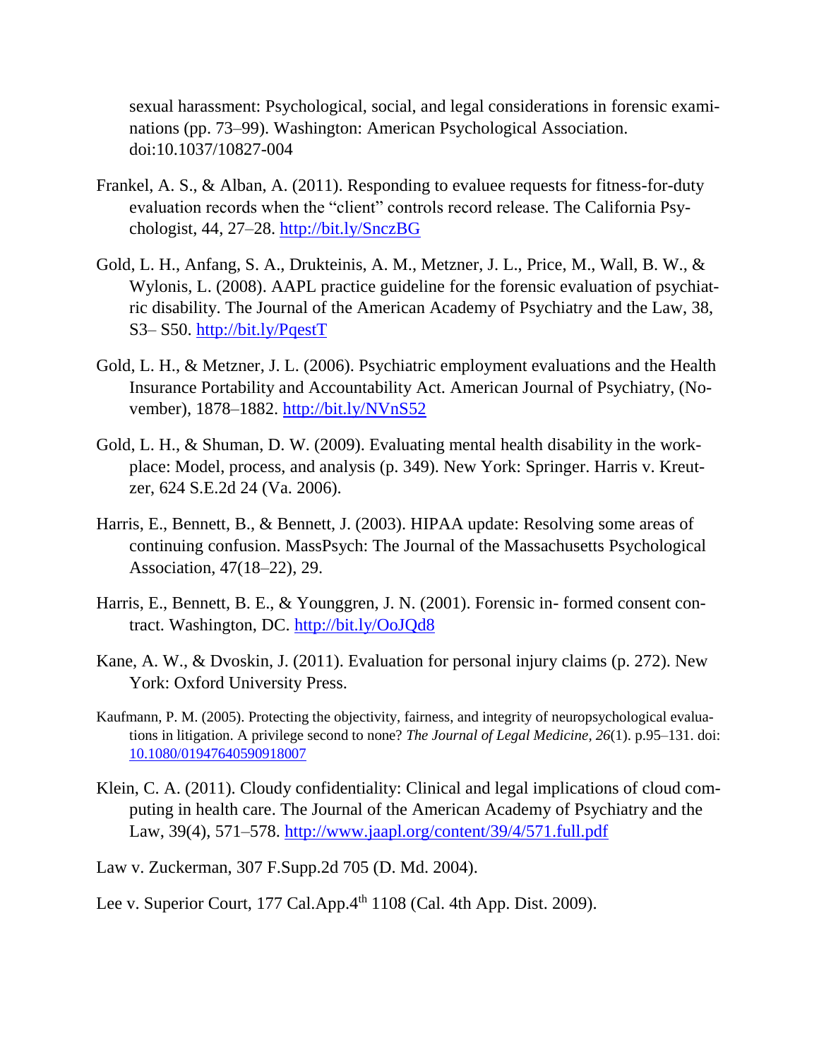sexual harassment: Psychological, social, and legal considerations in forensic examinations (pp. 73–99). Washington: American Psychological Association. doi:10.1037/10827-004

Frankel, A. S., & Alban, A. (2011). Responding to evaluee requests for fitness-for-duty evaluation records when the "client" controls record release. The California Psychologist, 44, 27–28. http://bit.ly/SnczBG

Gold, L. H., Anfang, S. A., Drukteinis, A. M., Metzner, J. L., Price, M., Wall, B. W., & Wylonis, L. (2008). AAPL practice guideline for the forensic evaluation of psychiatric disability. The Journal of the American Academy of Psychiatry and the Law, 38, S3– S50. http://bit.ly/PqestT

Gold, L. H., & Metzner, J. L. (2006). Psychiatric employment evaluations and the Health Insurance Portability and Accountability Act. American Journal of Psychiatry, (November), 1878–1882. http://bit.ly/NVnS52

Gold, L. H., & Shuman, D. W. (2009). Evaluating mental health disability in the workplace: Model, process, and analysis (p. 349). New York: Springer. Harris v. Kreutzer, 624 S.E.2d 24 (Va. 2006).

Harris, E., Bennett, B., & Bennett, J. (2003). HIPAA update: Resolving some areas of continuing confusion. MassPsych: The Journal of the Massachusetts Psychological Association, 47(18–22), 29.

Harris, E., Bennett, B. E., & Younggren, J. N. (2001). Forensic in- formed consent contract. Washington, DC. http://bit.ly/OoJQd8

Kane, A. W., & Dvoskin, J. (2011). Evaluation for personal injury claims (p. 272). New York: Oxford University Press.

Kaufmann, P. M. (2005). Protecting the objectivity, fairness, and integrity of neuropsychological evaluations in litigation. A privilege second to none? *The Journal of Legal Medicine, 26*(1). p.95–131. doi: 10.1080/01947640590918007

Klein, C. A. (2011). Cloudy confidentiality: Clinical and legal implications of cloud computing in health care. The Journal of the American Academy of Psychiatry and the Law, 39(4), 571–578. http://www.jaapl.org/content/39/4/571.full.pdf

Law v. Zuckerman, 307 F.Supp.2d 705 (D. Md. 2004).

Lee v. Superior Court, 177 Cal.App.4th 1108 (Cal. 4th App. Dist. 2009).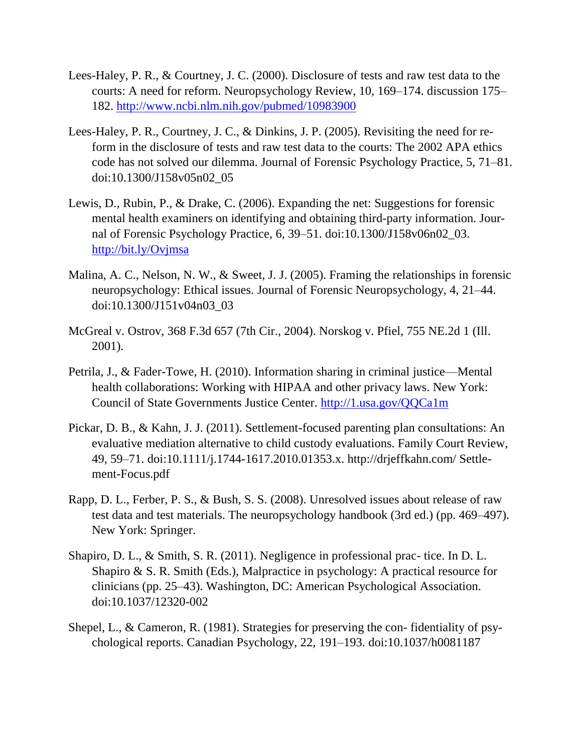Lees-Haley, P. R., & Courtney, J. C. (2000). Disclosure of tests and raw test data to the courts: A need for reform. Neuropsychology Review, 10, 169–174. discussion 175–182. http://www.ncbi.nlm.nih.gov/pubmed/10983900

Lees-Haley, P. R., Courtney, J. C., & Dinkins, J. P. (2005). Revisiting the need for re-form in the disclosure of tests and raw test data to the courts: The 2002 APA ethics code has not solved our dilemma. Journal of Forensic Psychology Practice, 5, 71–81. doi:10.1300/J158v05n02_05

Lewis, D., Rubin, P., & Drake, C. (2006). Expanding the net: Suggestions for forensic mental health examiners on identifying and obtaining third-party information. Journal of Forensic Psychology Practice, 6, 39–51. doi:10.1300/J158v06n02_03. http://bit.ly/Ovjmsa

Malina, A. C., Nelson, N. W., & Sweet, J. J. (2005). Framing the relationships in forensic neuropsychology: Ethical issues. Journal of Forensic Neuropsychology, 4, 21–44. doi:10.1300/J151v04n03_03

McGreal v. Ostrov, 368 F.3d 657 (7th Cir., 2004). Norskog v. Pfiel, 755 NE.2d 1 (Ill. 2001).

Petrila, J., & Fader-Towe, H. (2010). Information sharing in criminal justice—Mental health collaborations: Working with HIPAA and other privacy laws. New York: Council of State Governments Justice Center. http://1.usa.gov/QQCa1m

Pickar, D. B., & Kahn, J. J. (2011). Settlement-focused parenting plan consultations: An evaluative mediation alternative to child custody evaluations. Family Court Review, 49, 59–71. doi:10.1111/j.1744-1617.2010.01353.x. http://drjeffkahn.com/ Settle-ment-Focus.pdf

Rapp, D. L., Ferber, P. S., & Bush, S. S. (2008). Unresolved issues about release of raw test data and test materials. The neuropsychology handbook (3rd ed.) (pp. 469–497). New York: Springer.

Shapiro, D. L., & Smith, S. R. (2011). Negligence in professional prac- tice. In D. L. Shapiro & S. R. Smith (Eds.), Malpractice in psychology: A practical resource for clinicians (pp. 25–43). Washington, DC: American Psychological Association. doi:10.1037/12320-002

Shepel, L., & Cameron, R. (1981). Strategies for preserving the con- fidentiality of psychological reports. Canadian Psychology, 22, 191–193. doi:10.1037/h0081187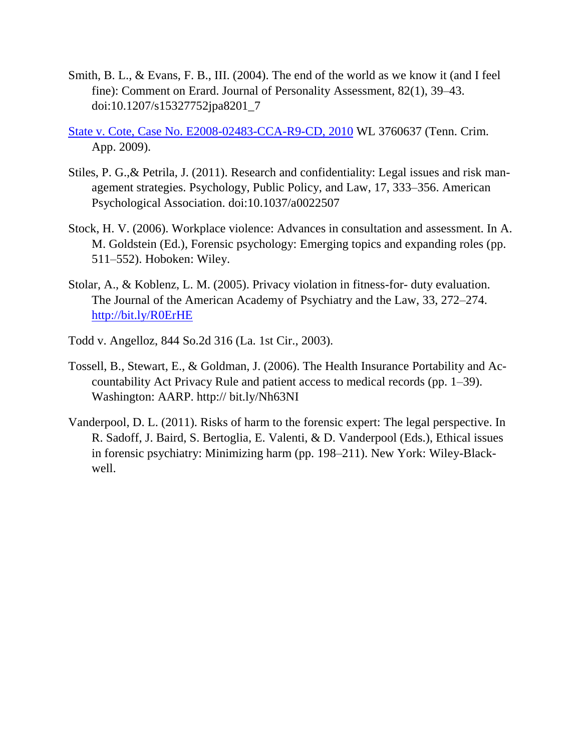Smith, B. L., & Evans, F. B., III. (2004). The end of the world as we know it (and I feel fine): Comment on Erard. Journal of Personality Assessment, 82(1), 39–43. doi:10.1207/s15327752jpa8201_7

State v. Cote, Case No. E2008-02483-CCA-R9-CD, 2010 WL 3760637 (Tenn. Crim. App. 2009).

Stiles, P. G.,& Petrila, J. (2011). Research and confidentiality: Legal issues and risk management strategies. Psychology, Public Policy, and Law, 17, 333–356. American Psychological Association. doi:10.1037/a0022507

Stock, H. V. (2006). Workplace violence: Advances in consultation and assessment. In A. M. Goldstein (Ed.), Forensic psychology: Emerging topics and expanding roles (pp. 511–552). Hoboken: Wiley.

Stolar, A., & Koblenz, L. M. (2005). Privacy violation in fitness-for- duty evaluation. The Journal of the American Academy of Psychiatry and the Law, 33, 272–274. http://bit.ly/R0ErHE

Todd v. Angelloz, 844 So.2d 316 (La. 1st Cir., 2003).

Tossell, B., Stewart, E., & Goldman, J. (2006). The Health Insurance Portability and Accountability Act Privacy Rule and patient access to medical records (pp. 1–39). Washington: AARP. http:// bit.ly/Nh63NI

Vanderpool, D. L. (2011). Risks of harm to the forensic expert: The legal perspective. In R. Sadoff, J. Baird, S. Bertoglia, E. Valenti, & D. Vanderpool (Eds.), Ethical issues in forensic psychiatry: Minimizing harm (pp. 198–211). New York: Wiley-Blackwell.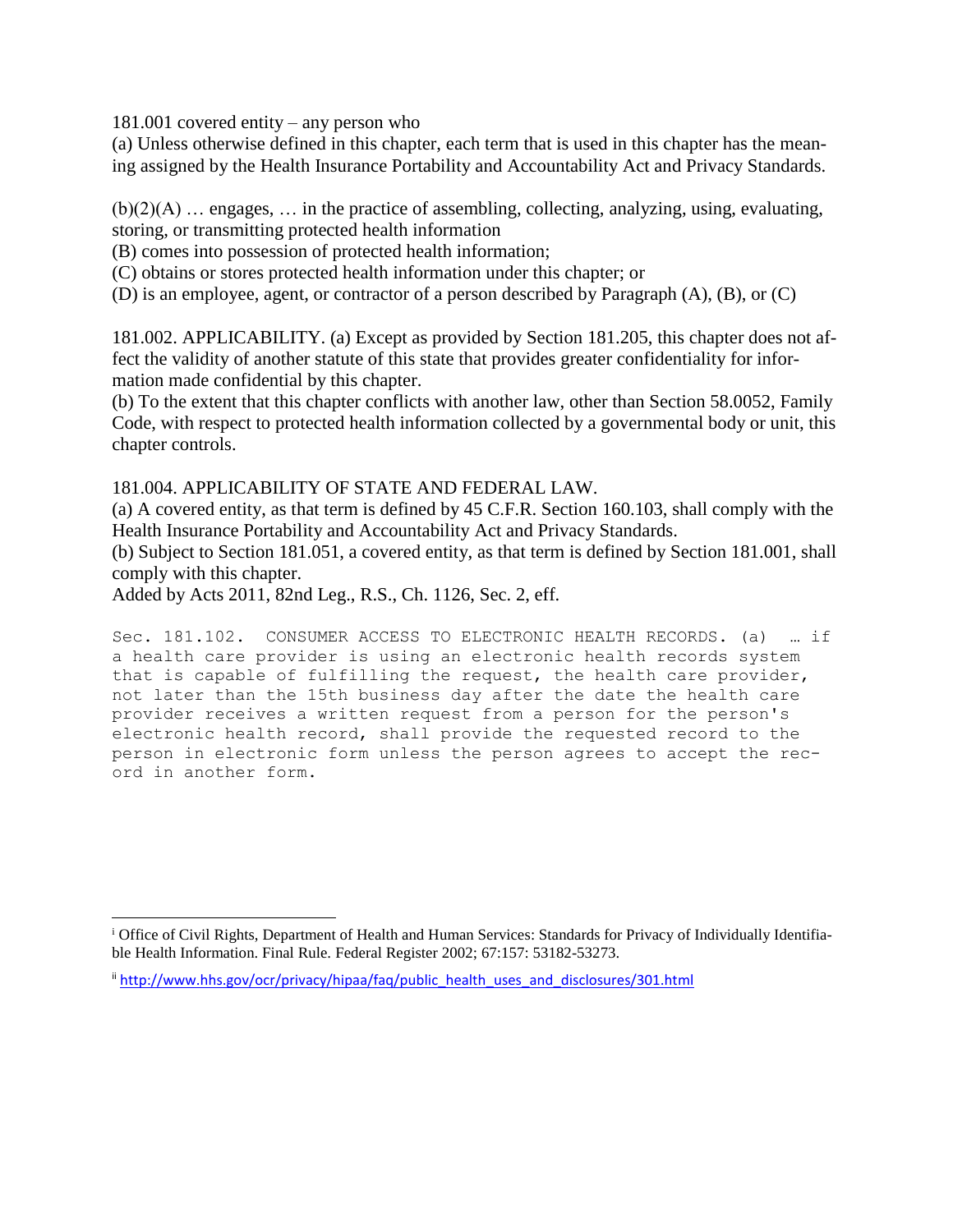181.001 covered entity – any person who

(a) Unless otherwise defined in this chapter, each term that is used in this chapter has the meaning assigned by the Health Insurance Portability and Accountability Act and Privacy Standards.

(b)(2)(A) … engages, … in the practice of assembling, collecting, analyzing, using, evaluating, storing, or transmitting protected health information

(B) comes into possession of protected health information;

(C) obtains or stores protected health information under this chapter; or

(D) is an employee, agent, or contractor of a person described by Paragraph (A), (B), or (C)

181.002. APPLICABILITY. (a) Except as provided by Section 181.205, this chapter does not affect the validity of another statute of this state that provides greater confidentiality for information made confidential by this chapter.

(b) To the extent that this chapter conflicts with another law, other than Section 58.0052, Family Code, with respect to protected health information collected by a governmental body or unit, this chapter controls.

181.004. APPLICABILITY OF STATE AND FEDERAL LAW.

(a) A covered entity, as that term is defined by 45 C.F.R. Section 160.103, shall comply with the Health Insurance Portability and Accountability Act and Privacy Standards.

(b) Subject to Section 181.051, a covered entity, as that term is defined by Section 181.001, shall comply with this chapter.

Added by Acts 2011, 82nd Leg., R.S., Ch. 1126, Sec. 2, eff.

```
Sec. 181.102.  CONSUMER ACCESS TO ELECTRONIC HEALTH RECORDS. (a)  … if
a health care provider is using an electronic health records system
that is capable of fulfilling the request, the health care provider,
not later than the 15th business day after the date the health care
provider receives a written request from a person for the person's
electronic health record, shall provide the requested record to the
person in electronic form unless the person agrees to accept the rec-
ord in another form.
```

---

[i] Office of Civil Rights, Department of Health and Human Services: Standards for Privacy of Individually Identifiable Health Information. Final Rule. Federal Register 2002; 67:157: 53182-53273.

[ii] http://www.hhs.gov/ocr/privacy/hipaa/faq/public_health_uses_and_disclosures/301.html